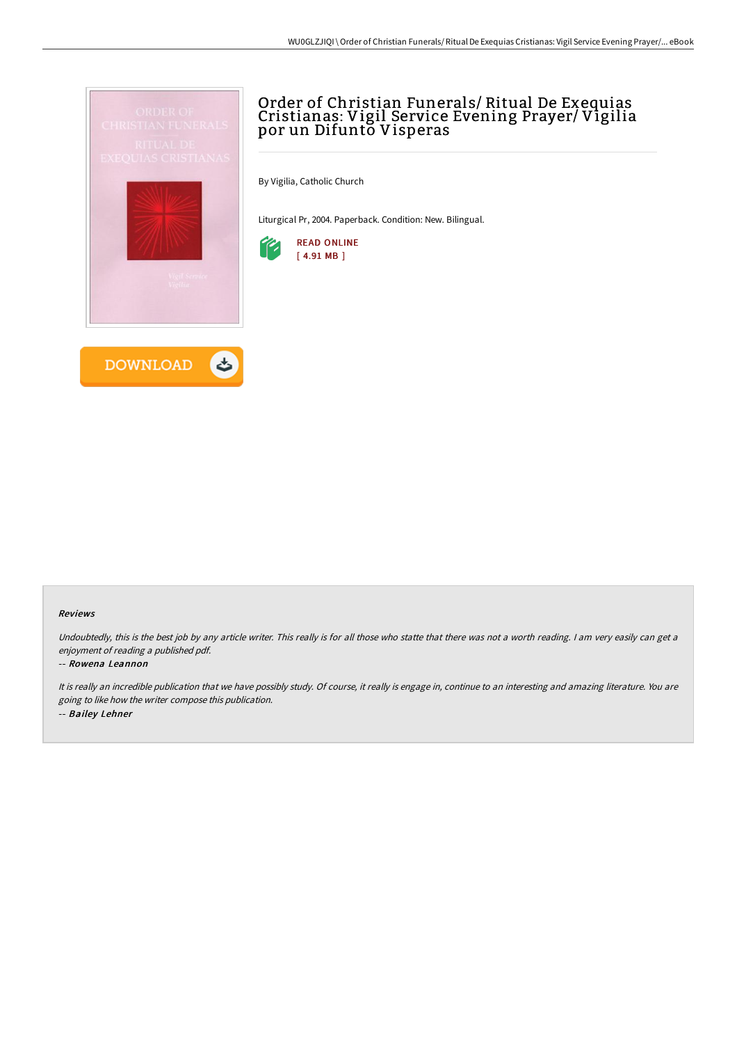# Order of Christian Funerals/ Ritual De Exequias Cristianas: Vigil Service Evening Prayer/ Vigilia por un Difunto Visperas

By Vigilia, Catholic Church

Liturgical Pr, 2004. Paperback. Condition: New. Bilingual.

READ ONLINE
[ 4.91 MB ]

DOWNLOAD

#### Reviews

*Undoubtedly, this is the best job by any article writer. This really is for all those who statte that there was not a worth reading. I am very easily can get a enjoyment of reading a published pdf.*

*-- Rowena Leannon*

*It is really an incredible publication that we have possibly study. Of course, it really is engage in, continue to an interesting and amazing literature. You are going to like how the writer compose this publication.*

*-- Bailey Lehner*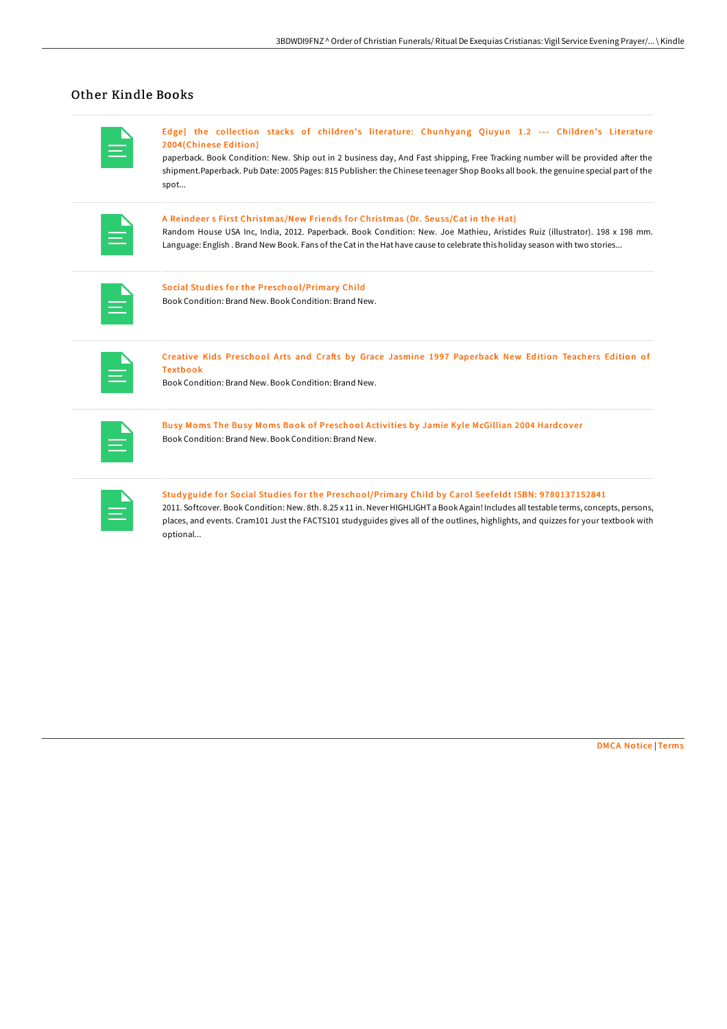## Other Kindle Books

**Edge] the collection stacks of children's literature: Chunhyang Qiuyun 1.2 --- Children's Literature 2004(Chinese Edition)**

paperback. Book Condition: New. Ship out in 2 business day, And Fast shipping, Free Tracking number will be provided after the shipment.Paperback. Pub Date: 2005 Pages: 815 Publisher: the Chinese teenager Shop Books all book. the genuine special part of the spot...

**A Reindeer s First Christmas/New Friends for Christmas (Dr. Seuss/Cat in the Hat)**

Random House USA Inc, India, 2012. Paperback. Book Condition: New. Joe Mathieu, Aristides Ruiz (illustrator). 198 x 198 mm. Language: English . Brand New Book. Fans of the Cat in the Hat have cause to celebrate this holiday season with two stories...

**Social Studies for the Preschool/Primary Child**

Book Condition: Brand New. Book Condition: Brand New.

**Creative Kids Preschool Arts and Crafts by Grace Jasmine 1997 Paperback New Edition Teachers Edition of Textbook**

Book Condition: Brand New. Book Condition: Brand New.

**Busy Moms The Busy Moms Book of Preschool Activities by Jamie Kyle McGillian 2004 Hardcover**

Book Condition: Brand New. Book Condition: Brand New.

**Studyguide for Social Studies for the Preschool/Primary Child by Carol Seefeldt ISBN: 9780137152841**

2011. Softcover. Book Condition: New. 8th. 8.25 x 11 in. Never HIGHLIGHT a Book Again! Includes all testable terms, concepts, persons, places, and events. Cram101 Just the FACTS101 studyguides gives all of the outlines, highlights, and quizzes for your textbook with optional...

DMCA Notice | Terms